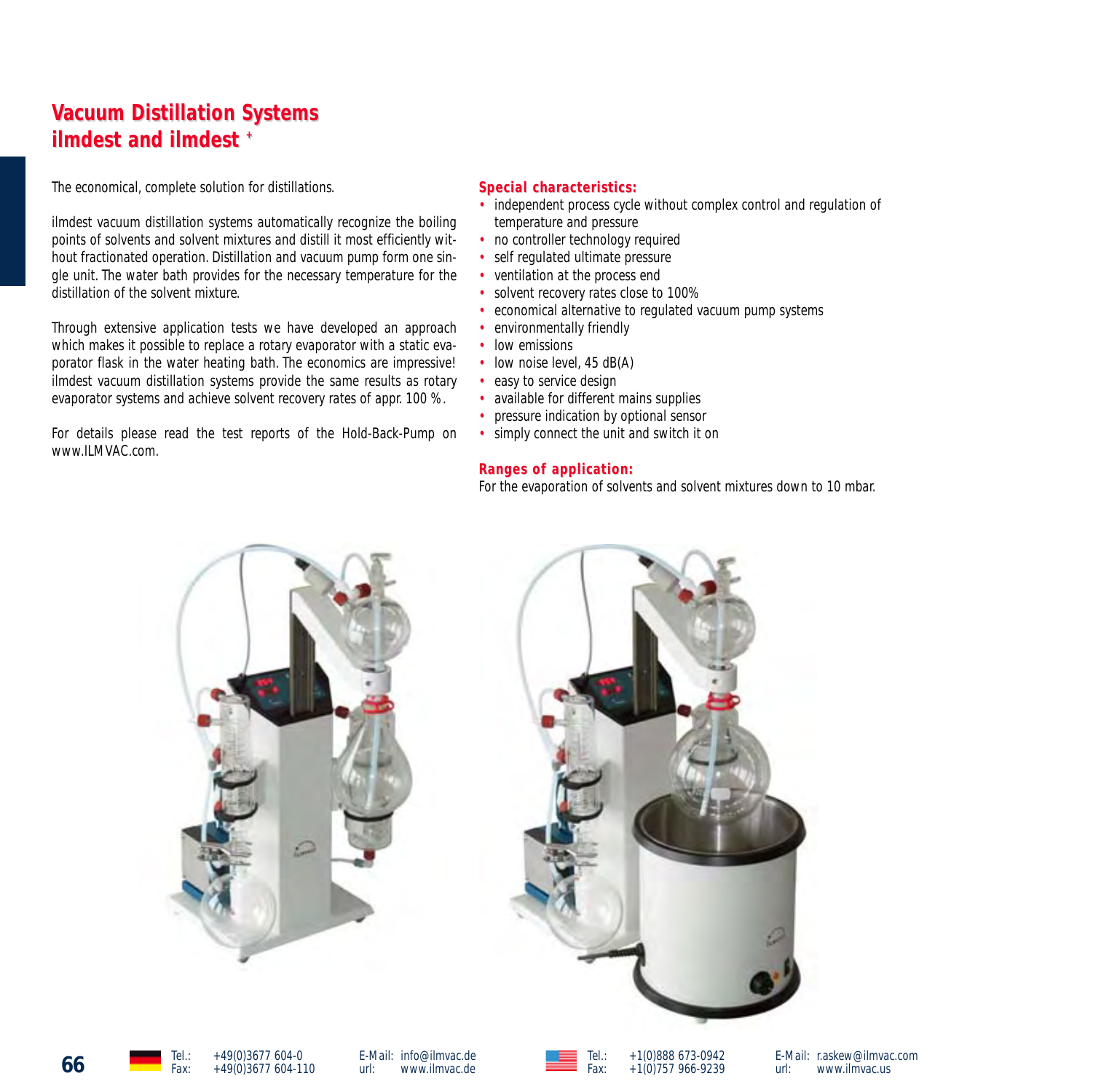# Vacuum Distillation Systems ilmdest and ilmdest +

The economical, complete solution for distillations.

ilmdest vacuum distillation systems automatically recognize the boiling points of solvents and solvent mixtures and distill it most efficiently without fractionated operation. Distillation and vacuum pump form one single unit. The water bath provides for the necessary temperature for the distillation of the solvent mixture.

Through extensive application tests we have developed an approach which makes it possible to replace a rotary evaporator with a static evaporator flask in the water heating bath. The economics are impressive! ilmdest vacuum distillation systems provide the same results as rotary evaporator systems and achieve solvent recovery rates of appr. 100 %.

For details please read the test reports of the Hold-Back-Pump on www.ILMVAC.com.

**Special characteristics:**

- independent process cycle without complex control and regulation of temperature and pressure
- no controller technology required
- self regulated ultimate pressure
- ventilation at the process end
- solvent recovery rates close to 100%
- economical alternative to regulated vacuum pump systems
- environmentally friendly
- low emissions
- low noise level, 45 dB(A)
- easy to service design
- available for different mains supplies
- pressure indication by optional sensor
- simply connect the unit and switch it on

**Ranges of application:**

For the evaporation of solvents and solvent mixtures down to 10 mbar.

Tel.: +49(0)3677 604-0
Fax: +49(0)3677 604-110
E-Mail: info@ilmvac.de
url: www.ilmvac.de

Tel.: +1(0)888 673-0942
Fax: +1(0)757 966-9239
E-Mail: r.askew@ilmvac.com
url: www.ilmvac.us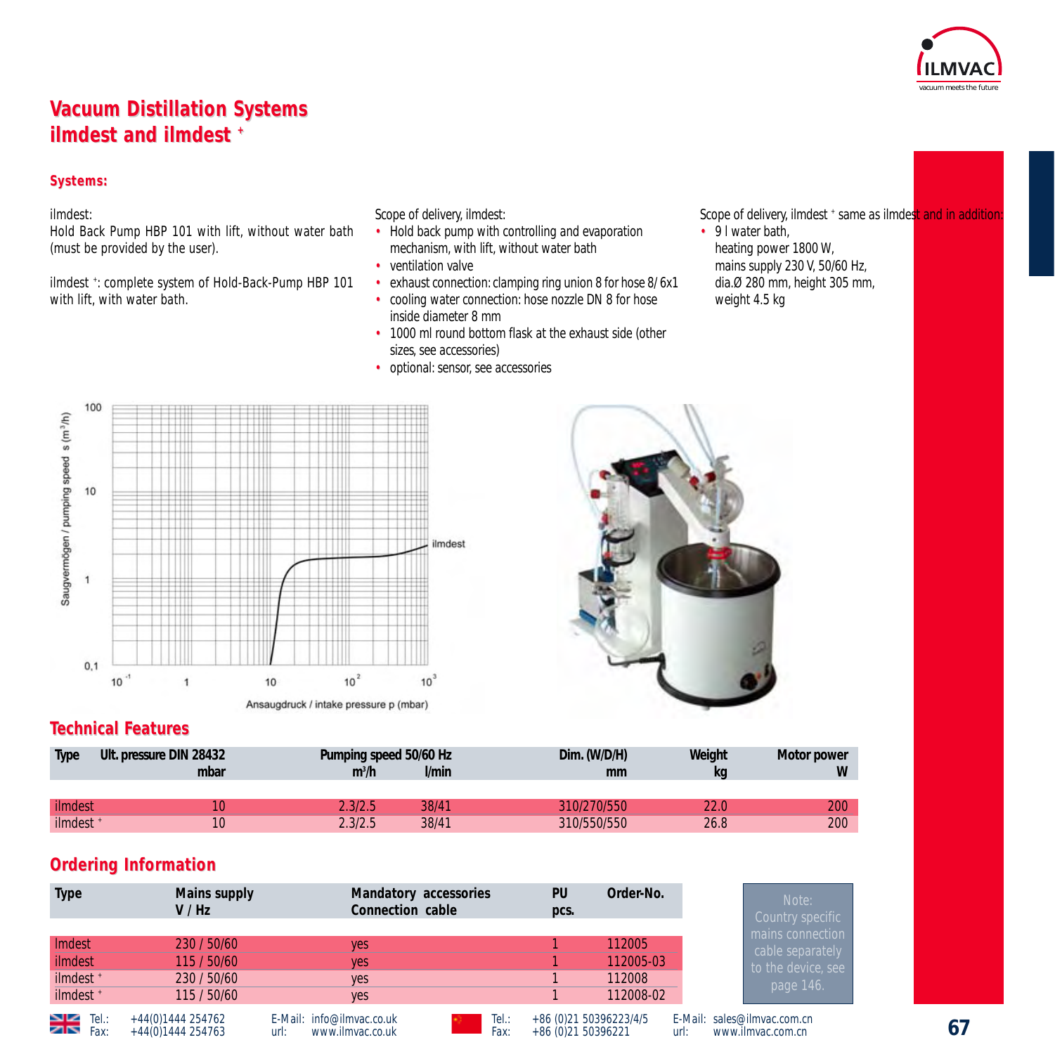# Vacuum Distillation Systems
# ilmdest and ilmdest ⁺

### Systems:

ilmdest:
Hold Back Pump HBP 101 with lift, without water bath (must be provided by the user).

ilmdest ⁺: complete system of Hold-Back-Pump HBP 101 with lift, with water bath.

Scope of delivery, ilmdest:

- Hold back pump with controlling and evaporation mechanism, with lift, without water bath
- ventilation valve
- exhaust connection: clamping ring union 8 for hose 8/ 6x1
- cooling water connection: hose nozzle DN 8 for hose inside diameter 8 mm
- 1000 ml round bottom flask at the exhaust side (other sizes, see accessories)
- optional: sensor, see accessories

Scope of delivery, ilmdest ⁺ same as ilmdest and in addition:

- 9 l water bath, heating power 1800 W, mains supply 230 V, 50/60 Hz, dia.Ø 280 mm, height 305 mm, weight 4.5 kg

## Technical Features

| Type | Ult. pressure DIN 28432 mbar | Pumping speed 50/60 Hz $m^3/h$ | l/min | Dim. (W/D/H) mm | Weight kg | Motor power W |
|---|---|---|---|---|---|---|
| ilmdest | 10 | 2.3/2.5 | 38/41 | 310/270/550 | 22.0 | 200 |
| ilmdest ⁺ | 10 | 2.3/2.5 | 38/41 | 310/550/550 | 26.8 | 200 |

## Ordering Information

| Type | Mains supply V / Hz | Mandatory accessories Connection cable | PU pcs. | Order-No. |
|---|---|---|---|---|
| Imdest | 230 / 50/60 | yes | 1 | 112005 |
| ilmdest | 115 / 50/60 | yes | 1 | 112005-03 |
| ilmdest ⁺ | 230 / 50/60 | yes | 1 | 112008 |
| ilmdest ⁺ | 115 / 50/60 | yes | 1 | 112008-02 |

Note: Country specific mains connection cable separately to the device, see page 146.

Tel.: +44(0)1444 254762 E-Mail: info@ilmvac.co.uk
Fax: +44(0)1444 254763 url: www.ilmvac.co.uk

Tel.: +86 (0)21 50396223/4/5 E-Mail: sales@ilmvac.com.cn
Fax: +86 (0)21 50396221 url: www.ilmvac.com.cn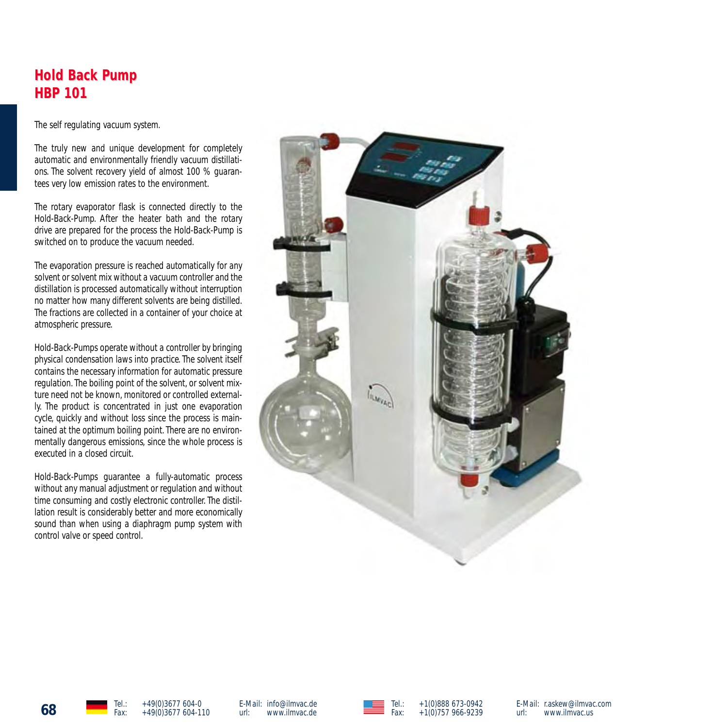# Hold Back Pump
# HBP 101

The self regulating vacuum system.

The truly new and unique development for completely automatic and environmentally friendly vacuum distillations. The solvent recovery yield of almost 100 % guarantees very low emission rates to the environment.

The rotary evaporator flask is connected directly to the Hold-Back-Pump. After the heater bath and the rotary drive are prepared for the process the Hold-Back-Pump is switched on to produce the vacuum needed.

The evaporation pressure is reached automatically for any solvent or solvent mix without a vacuum controller and the distillation is processed automatically without interruption no matter how many different solvents are being distilled. The fractions are collected in a container of your choice at atmospheric pressure.

Hold-Back-Pumps operate without a controller by bringing physical condensation laws into practice. The solvent itself contains the necessary information for automatic pressure regulation. The boiling point of the solvent, or solvent mixture need not be known, monitored or controlled externally. The product is concentrated in just one evaporation cycle, quickly and without loss since the process is maintained at the optimum boiling point. There are no environmentally dangerous emissions, since the whole process is executed in a closed circuit.

Hold-Back-Pumps guarantee a fully-automatic process without any manual adjustment or regulation and without time consuming and costly electronic controller. The distillation result is considerably better and more economically sound than when using a diaphragm pump system with control valve or speed control.

Tel.: +49(0)3677 604-0
Fax: +49(0)3677 604-110
E-Mail: info@ilmvac.de
url: www.ilmvac.de

Tel.: +1(0)888 673-0942
Fax: +1(0)757 966-9239
E-Mail: r.askew@ilmvac.com
url: www.ilmvac.us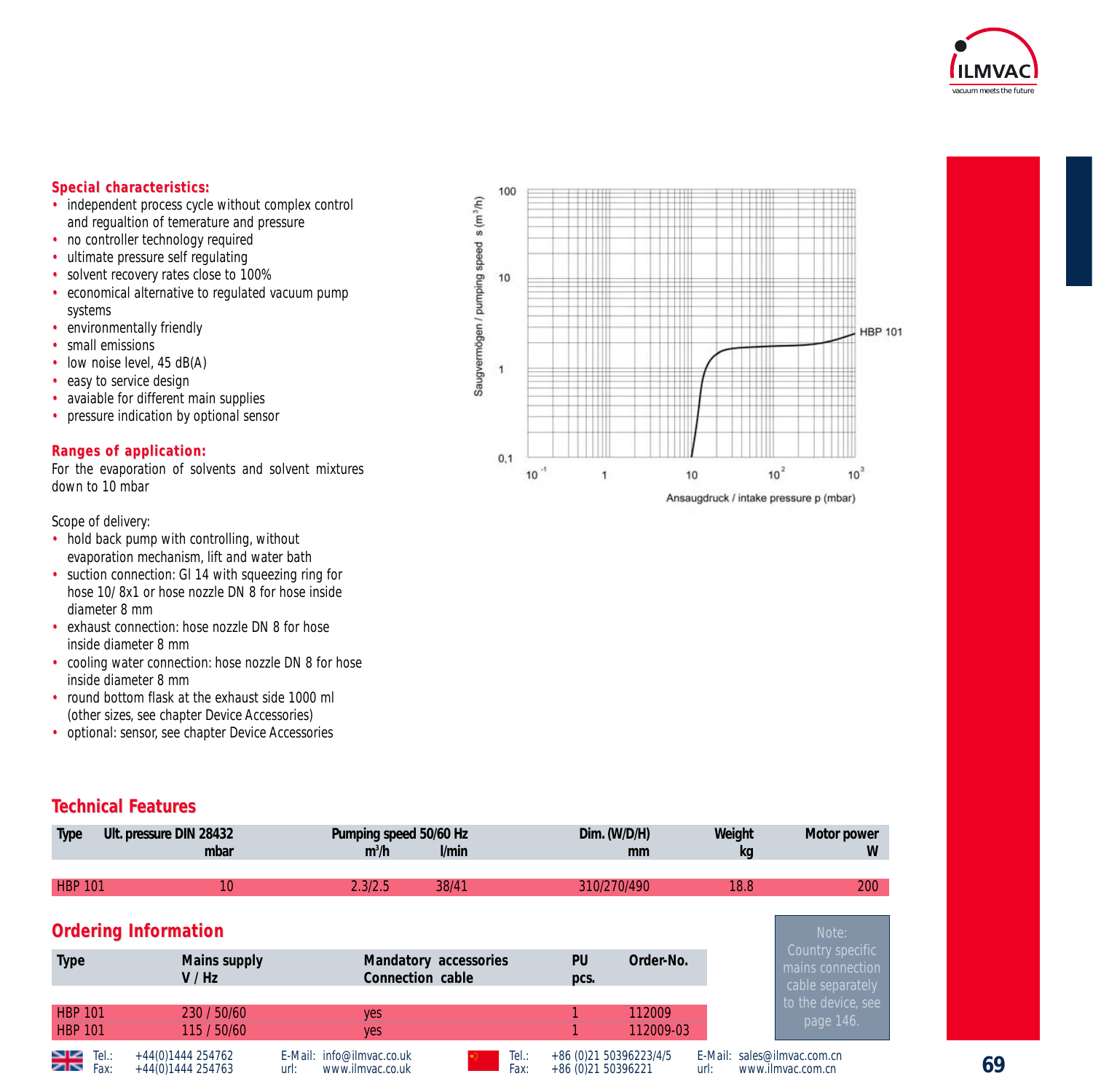**Special characteristics:**

- independent process cycle without complex control and regualtion of temerature and pressure
- no controller technology required
- ultimate pressure self regulating
- solvent recovery rates close to 100%
- economical alternative to regulated vacuum pump systems
- environmentally friendly
- small emissions
- low noise level, 45 dB(A)
- easy to service design
- avaiable for different main supplies
- pressure indication by optional sensor

**Ranges of application:**

For the evaporation of solvents and solvent mixtures down to 10 mbar

Scope of delivery:

- hold back pump with controlling, without evaporation mechanism, lift and water bath
- suction connection: GI 14 with squeezing ring for hose 10/ 8x1 or hose nozzle DN 8 for hose inside diameter 8 mm
- exhaust connection: hose nozzle DN 8 for hose inside diameter 8 mm
- cooling water connection: hose nozzle DN 8 for hose inside diameter 8 mm
- round bottom flask at the exhaust side 1000 ml (other sizes, see chapter Device Accessories)
- optional: sensor, see chapter Device Accessories

Saugvermögen / pumping speed s ($m^3$/h)

100
10
1
0,1

$10^{-1}$ 1 10 $10^2$ $10^3$

Ansaugdruck / intake pressure p (mbar)

HBP 101

## Technical Features

| Type | Ult. pressure DIN 28432 mbar | Pumping speed 50/60 Hz $m^3$/h | l/min | Dim. (W/D/H) mm | Weight kg | Motor power W |
|---|---|---|---|---|---|---|
| HBP 101 | 10 | 2.3/2.5 | 38/41 | 310/270/490 | 18.8 | 200 |

## Ordering Information

| Type | Mains supply V / Hz | Mandatory accessories Connection cable | PU pcs. | Order-No. |
|---|---|---|---|---|
| HBP 101 | 230 / 50/60 | yes | 1 | 112009 |
| HBP 101 | 115 / 50/60 | yes | 1 | 112009-03 |

Note: Country specific mains connection cable separately to the device, see page 146.

Tel.: +44(0)1444 254762 Fax: +44(0)1444 254763 E-Mail: info@ilmvac.co.uk url: www.ilmvac.co.uk

Tel.: +86 (0)21 50396223/4/5 Fax: +86 (0)21 50396221 E-Mail: sales@ilmvac.com.cn url: www.ilmvac.com.cn